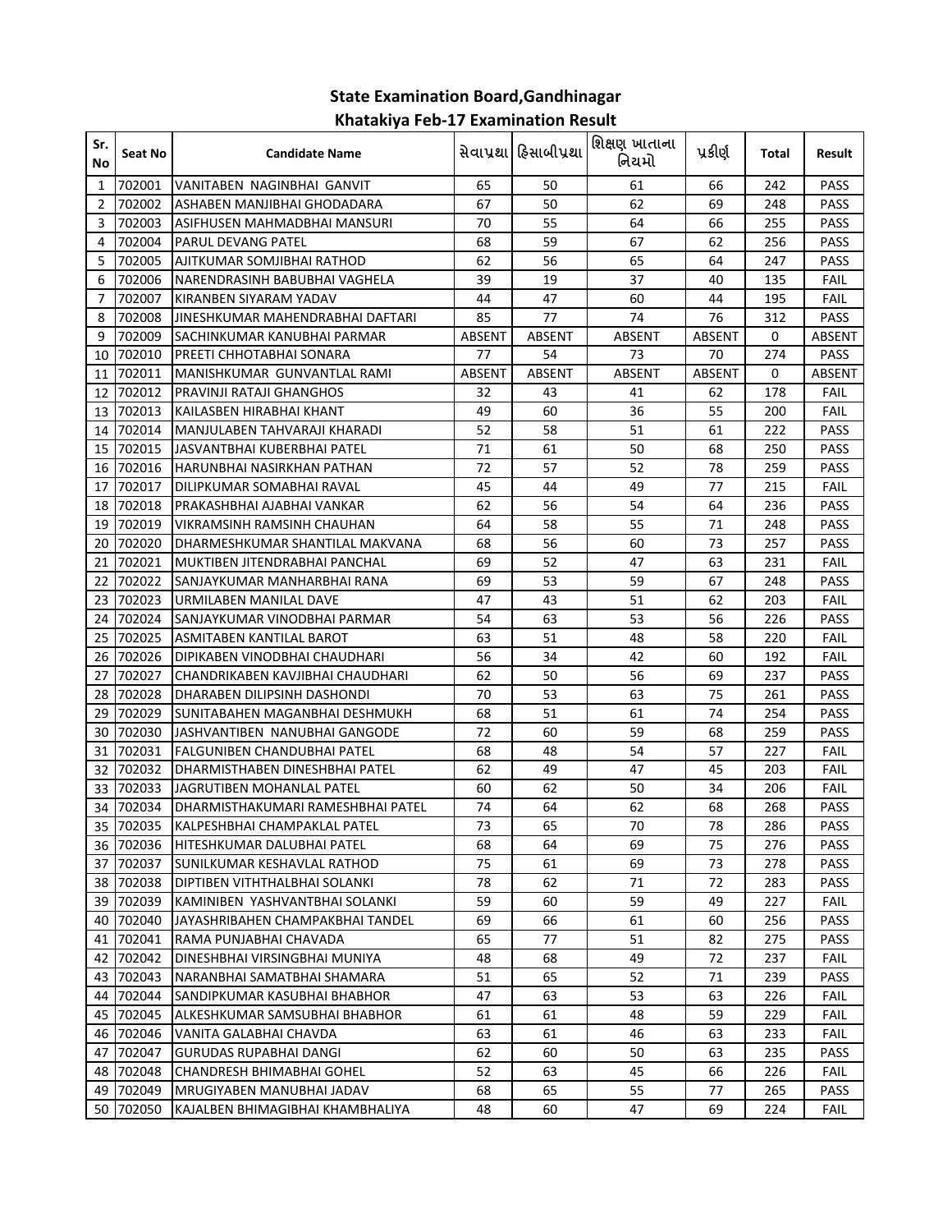**State Examination Board,Gandhinagar**

**Khatakiya Feb-17 Examination Result**

| Sr. No | Seat No | Candidate Name | સેવાપ્રથા | હિસાબીપ્રથા | શિક્ષણ ખાતાના નિયમો | પ્રકીર્ણ | Total | Result |
|---|---|---|---|---|---|---|---|---|
| 1 | 702001 | VANITABEN NAGINBHAI GANVIT | 65 | 50 | 61 | 66 | 242 | PASS |
| 2 | 702002 | ASHABEN MANJIBHAI GHODADARA | 67 | 50 | 62 | 69 | 248 | PASS |
| 3 | 702003 | ASIFHUSEN MAHMADBHAI MANSURI | 70 | 55 | 64 | 66 | 255 | PASS |
| 4 | 702004 | PARUL DEVANG PATEL | 68 | 59 | 67 | 62 | 256 | PASS |
| 5 | 702005 | AJITKUMAR SOMJIBHAI RATHOD | 62 | 56 | 65 | 64 | 247 | PASS |
| 6 | 702006 | NARENDRASINH BABUBHAI VAGHELA | 39 | 19 | 37 | 40 | 135 | FAIL |
| 7 | 702007 | KIRANBEN SIYARAM YADAV | 44 | 47 | 60 | 44 | 195 | FAIL |
| 8 | 702008 | JINESHKUMAR MAHENDRABHAI DAFTARI | 85 | 77 | 74 | 76 | 312 | PASS |
| 9 | 702009 | SACHINKUMAR KANUBHAI PARMAR | ABSENT | ABSENT | ABSENT | ABSENT | 0 | ABSENT |
| 10 | 702010 | PREETI CHHOTABHAI SONARA | 77 | 54 | 73 | 70 | 274 | PASS |
| 11 | 702011 | MANISHKUMAR GUNVANTLAL RAMI | ABSENT | ABSENT | ABSENT | ABSENT | 0 | ABSENT |
| 12 | 702012 | PRAVINJI RATAJI GHANGHOS | 32 | 43 | 41 | 62 | 178 | FAIL |
| 13 | 702013 | KAILASBEN HIRABHAI KHANT | 49 | 60 | 36 | 55 | 200 | FAIL |
| 14 | 702014 | MANJULABEN TAHVARAJI KHARADI | 52 | 58 | 51 | 61 | 222 | PASS |
| 15 | 702015 | JASVANTBHAI KUBERBHAI PATEL | 71 | 61 | 50 | 68 | 250 | PASS |
| 16 | 702016 | HARUNBHAI NASIRKHAN PATHAN | 72 | 57 | 52 | 78 | 259 | PASS |
| 17 | 702017 | DILIPKUMAR SOMABHAI RAVAL | 45 | 44 | 49 | 77 | 215 | FAIL |
| 18 | 702018 | PRAKASHBHAI AJABHAI VANKAR | 62 | 56 | 54 | 64 | 236 | PASS |
| 19 | 702019 | VIKRAMSINH RAMSINH CHAUHAN | 64 | 58 | 55 | 71 | 248 | PASS |
| 20 | 702020 | DHARMESHKUMAR SHANTILAL MAKVANA | 68 | 56 | 60 | 73 | 257 | PASS |
| 21 | 702021 | MUKTIBEN JITENDRABHAI PANCHAL | 69 | 52 | 47 | 63 | 231 | FAIL |
| 22 | 702022 | SANJAYKUMAR MANHARBHAI RANA | 69 | 53 | 59 | 67 | 248 | PASS |
| 23 | 702023 | URMILABEN MANILAL DAVE | 47 | 43 | 51 | 62 | 203 | FAIL |
| 24 | 702024 | SANJAYKUMAR VINODBHAI PARMAR | 54 | 63 | 53 | 56 | 226 | PASS |
| 25 | 702025 | ASMITABEN KANTILAL BAROT | 63 | 51 | 48 | 58 | 220 | FAIL |
| 26 | 702026 | DIPIKABEN VINODBHAI CHAUDHARI | 56 | 34 | 42 | 60 | 192 | FAIL |
| 27 | 702027 | CHANDRIKABEN KAVJIBHAI CHAUDHARI | 62 | 50 | 56 | 69 | 237 | PASS |
| 28 | 702028 | DHARABEN DILIPSINH DASHONDI | 70 | 53 | 63 | 75 | 261 | PASS |
| 29 | 702029 | SUNITABAHEN MAGANBHAI DESHMUKH | 68 | 51 | 61 | 74 | 254 | PASS |
| 30 | 702030 | JASHVANTIBEN NANUBHAI GANGODE | 72 | 60 | 59 | 68 | 259 | PASS |
| 31 | 702031 | FALGUNIBEN CHANDUBHAI PATEL | 68 | 48 | 54 | 57 | 227 | FAIL |
| 32 | 702032 | DHARMISTHABEN DINESHBHAI PATEL | 62 | 49 | 47 | 45 | 203 | FAIL |
| 33 | 702033 | JAGRUTIBEN MOHANLAL PATEL | 60 | 62 | 50 | 34 | 206 | FAIL |
| 34 | 702034 | DHARMISTHAKUMARI RAMESHBHAI PATEL | 74 | 64 | 62 | 68 | 268 | PASS |
| 35 | 702035 | KALPESHBHAI CHAMPAKLAL PATEL | 73 | 65 | 70 | 78 | 286 | PASS |
| 36 | 702036 | HITESHKUMAR DALUBHAI PATEL | 68 | 64 | 69 | 75 | 276 | PASS |
| 37 | 702037 | SUNILKUMAR KESHAVLAL RATHOD | 75 | 61 | 69 | 73 | 278 | PASS |
| 38 | 702038 | DIPTIBEN VITHTHALBHAI SOLANKI | 78 | 62 | 71 | 72 | 283 | PASS |
| 39 | 702039 | KAMINIBEN YASHVANTBHAI SOLANKI | 59 | 60 | 59 | 49 | 227 | FAIL |
| 40 | 702040 | JAYASHRIBAHEN CHAMPAKBHAI TANDEL | 69 | 66 | 61 | 60 | 256 | PASS |
| 41 | 702041 | RAMA PUNJABHAI CHAVADA | 65 | 77 | 51 | 82 | 275 | PASS |
| 42 | 702042 | DINESHBHAI VIRSINGBHAI MUNIYA | 48 | 68 | 49 | 72 | 237 | FAIL |
| 43 | 702043 | NARANBHAI SAMATBHAI SHAMARA | 51 | 65 | 52 | 71 | 239 | PASS |
| 44 | 702044 | SANDIPKUMAR KASUBHAI BHABHOR | 47 | 63 | 53 | 63 | 226 | FAIL |
| 45 | 702045 | ALKESHKUMAR SAMSUBHAI BHABHOR | 61 | 61 | 48 | 59 | 229 | FAIL |
| 46 | 702046 | VANITA GALABHAI CHAVDA | 63 | 61 | 46 | 63 | 233 | FAIL |
| 47 | 702047 | GURUDAS RUPABHAI DANGI | 62 | 60 | 50 | 63 | 235 | PASS |
| 48 | 702048 | CHANDRESH BHIMABHAI GOHEL | 52 | 63 | 45 | 66 | 226 | FAIL |
| 49 | 702049 | MRUGIYABEN MANUBHAI JADAV | 68 | 65 | 55 | 77 | 265 | PASS |
| 50 | 702050 | KAJALBEN BHIMAGIBHAI KHAMBHALIYA | 48 | 60 | 47 | 69 | 224 | FAIL |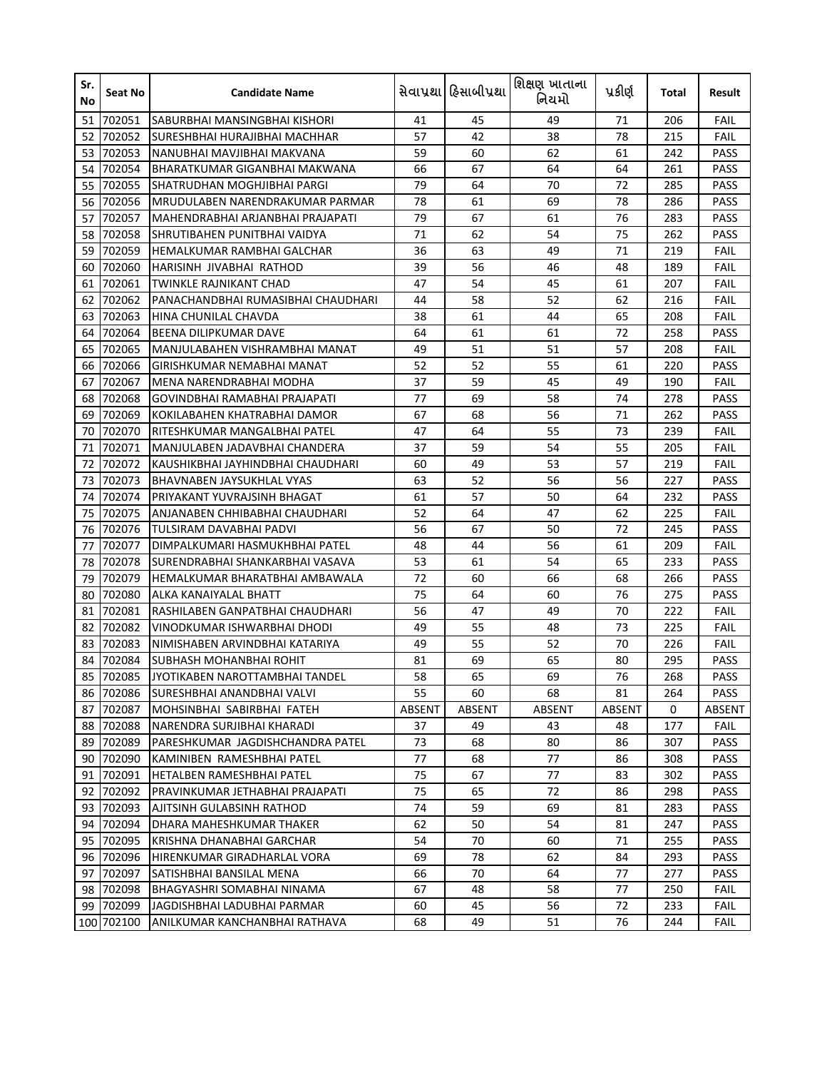| Sr. No | Seat No | Candidate Name | સેવાપ્રથા | હિસાબીપ્રથા | શિક્ષણ ખાતાના નિયમો | પ્રકીર્ણ | Total | Result |
|---|---|---|---|---|---|---|---|---|
| 51 | 702051 | SABURBHAI MANSINGBHAI KISHORI | 41 | 45 | 49 | 71 | 206 | FAIL |
| 52 | 702052 | SURESHBHAI HURAJIBHAI MACHHAR | 57 | 42 | 38 | 78 | 215 | FAIL |
| 53 | 702053 | NANUBHAI MAVJIBHAI MAKVANA | 59 | 60 | 62 | 61 | 242 | PASS |
| 54 | 702054 | BHARATKUMAR GIGANBHAI MAKWANA | 66 | 67 | 64 | 64 | 261 | PASS |
| 55 | 702055 | SHATRUDHAN MOGHJIBHAI PARGI | 79 | 64 | 70 | 72 | 285 | PASS |
| 56 | 702056 | MRUDULABEN NARENDRAKUMAR PARMAR | 78 | 61 | 69 | 78 | 286 | PASS |
| 57 | 702057 | MAHENDRABHAI ARJANBHAI PRAJAPATI | 79 | 67 | 61 | 76 | 283 | PASS |
| 58 | 702058 | SHRUTIBAHEN PUNITBHAI VAIDYA | 71 | 62 | 54 | 75 | 262 | PASS |
| 59 | 702059 | HEMALKUMAR RAMBHAI GALCHAR | 36 | 63 | 49 | 71 | 219 | FAIL |
| 60 | 702060 | HARISINH JIVABHAI RATHOD | 39 | 56 | 46 | 48 | 189 | FAIL |
| 61 | 702061 | TWINKLE RAJNIKANT CHAD | 47 | 54 | 45 | 61 | 207 | FAIL |
| 62 | 702062 | PANACHANDBHAI RUMASIBHAI CHAUDHARI | 44 | 58 | 52 | 62 | 216 | FAIL |
| 63 | 702063 | HINA CHUNILAL CHAVDA | 38 | 61 | 44 | 65 | 208 | FAIL |
| 64 | 702064 | BEENA DILIPKUMAR DAVE | 64 | 61 | 61 | 72 | 258 | PASS |
| 65 | 702065 | MANJULABAHEN VISHRAMBHAI MANAT | 49 | 51 | 51 | 57 | 208 | FAIL |
| 66 | 702066 | GIRISHKUMAR NEMABHAI MANAT | 52 | 52 | 55 | 61 | 220 | PASS |
| 67 | 702067 | MENA NARENDRABHAI MODHA | 37 | 59 | 45 | 49 | 190 | FAIL |
| 68 | 702068 | GOVINDBHAI RAMABHAI PRAJAPATI | 77 | 69 | 58 | 74 | 278 | PASS |
| 69 | 702069 | KOKILABAHEN KHATRABHAI DAMOR | 67 | 68 | 56 | 71 | 262 | PASS |
| 70 | 702070 | RITESHKUMAR MANGALBHAI PATEL | 47 | 64 | 55 | 73 | 239 | FAIL |
| 71 | 702071 | MANJULABEN JADAVBHAI CHANDERA | 37 | 59 | 54 | 55 | 205 | FAIL |
| 72 | 702072 | KAUSHIKBHAI JAYHINDBHAI CHAUDHARI | 60 | 49 | 53 | 57 | 219 | FAIL |
| 73 | 702073 | BHAVNABEN JAYSUKHLAL VYAS | 63 | 52 | 56 | 56 | 227 | PASS |
| 74 | 702074 | PRIYAKANT YUVRAJSINH BHAGAT | 61 | 57 | 50 | 64 | 232 | PASS |
| 75 | 702075 | ANJANABEN CHHIBABHAI CHAUDHARI | 52 | 64 | 47 | 62 | 225 | FAIL |
| 76 | 702076 | TULSIRAM DAVABHAI PADVI | 56 | 67 | 50 | 72 | 245 | PASS |
| 77 | 702077 | DIMPALKUMARI HASMUKHBHAI PATEL | 48 | 44 | 56 | 61 | 209 | FAIL |
| 78 | 702078 | SURENDRABHAI SHANKARBHAI VASAVA | 53 | 61 | 54 | 65 | 233 | PASS |
| 79 | 702079 | HEMALKUMAR BHARATBHAI AMBAWALA | 72 | 60 | 66 | 68 | 266 | PASS |
| 80 | 702080 | ALKA KANAIYALAL BHATT | 75 | 64 | 60 | 76 | 275 | PASS |
| 81 | 702081 | RASHILABEN GANPATBHAI CHAUDHARI | 56 | 47 | 49 | 70 | 222 | FAIL |
| 82 | 702082 | VINODKUMAR ISHWARBHAI DHODI | 49 | 55 | 48 | 73 | 225 | FAIL |
| 83 | 702083 | NIMISHABEN ARVINDBHAI KATARIYA | 49 | 55 | 52 | 70 | 226 | FAIL |
| 84 | 702084 | SUBHASH MOHANBHAI ROHIT | 81 | 69 | 65 | 80 | 295 | PASS |
| 85 | 702085 | JYOTIKABEN NAROTTAMBHAI TANDEL | 58 | 65 | 69 | 76 | 268 | PASS |
| 86 | 702086 | SURESHBHAI ANANDBHAI VALVI | 55 | 60 | 68 | 81 | 264 | PASS |
| 87 | 702087 | MOHSINBHAI SABIRBHAI FATEH | ABSENT | ABSENT | ABSENT | ABSENT | 0 | ABSENT |
| 88 | 702088 | NARENDRA SURJIBHAI KHARADI | 37 | 49 | 43 | 48 | 177 | FAIL |
| 89 | 702089 | PARESHKUMAR JAGDISHCHANDRA PATEL | 73 | 68 | 80 | 86 | 307 | PASS |
| 90 | 702090 | KAMINIBEN RAMESHBHAI PATEL | 77 | 68 | 77 | 86 | 308 | PASS |
| 91 | 702091 | HETALBEN RAMESHBHAI PATEL | 75 | 67 | 77 | 83 | 302 | PASS |
| 92 | 702092 | PRAVINKUMAR JETHABHAI PRAJAPATI | 75 | 65 | 72 | 86 | 298 | PASS |
| 93 | 702093 | AJITSINH GULABSINH RATHOD | 74 | 59 | 69 | 81 | 283 | PASS |
| 94 | 702094 | DHARA MAHESHKUMAR THAKER | 62 | 50 | 54 | 81 | 247 | PASS |
| 95 | 702095 | KRISHNA DHANABHAI GARCHAR | 54 | 70 | 60 | 71 | 255 | PASS |
| 96 | 702096 | HIRENKUMAR GIRADHARLAL VORA | 69 | 78 | 62 | 84 | 293 | PASS |
| 97 | 702097 | SATISHBHAI BANSILAL MENA | 66 | 70 | 64 | 77 | 277 | PASS |
| 98 | 702098 | BHAGYASHRI SOMABHAI NINAMA | 67 | 48 | 58 | 77 | 250 | FAIL |
| 99 | 702099 | JAGDISHBHAI LADUBHAI PARMAR | 60 | 45 | 56 | 72 | 233 | FAIL |
| 100 | 702100 | ANILKUMAR KANCHANBHAI RATHAVA | 68 | 49 | 51 | 76 | 244 | FAIL |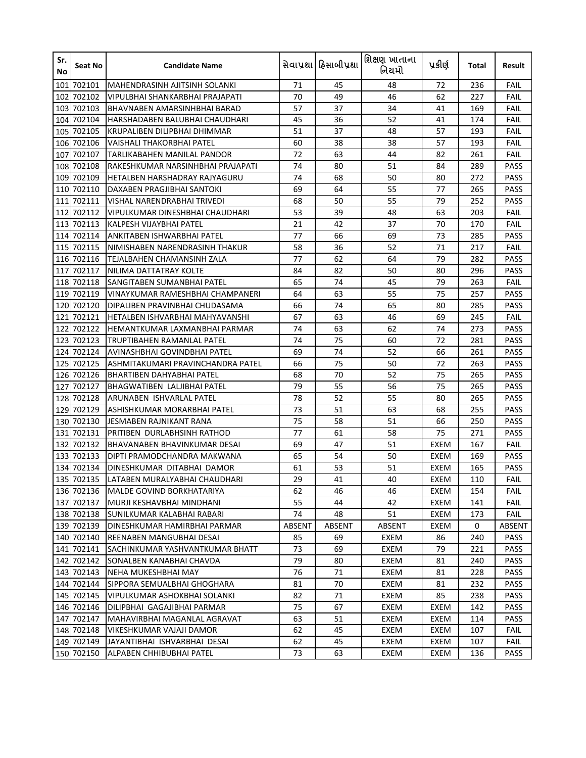| Sr. No | Seat No | Candidate Name | સેવાપ્રથા | હિસાબીપ્રથા | શિક્ષણ ખાતાના નિયમો | પ્રકીર્ણ | Total | Result |
|---|---|---|---|---|---|---|---|---|
| 101 | 702101 | MAHENDRASINH AJITSINH SOLANKI | 71 | 45 | 48 | 72 | 236 | FAIL |
| 102 | 702102 | VIPULBHAI SHANKARBHAI PRAJAPATI | 70 | 49 | 46 | 62 | 227 | FAIL |
| 103 | 702103 | BHAVNABEN AMARSINHBHAI BARAD | 57 | 37 | 34 | 41 | 169 | FAIL |
| 104 | 702104 | HARSHADABEN BALUBHAI CHAUDHARI | 45 | 36 | 52 | 41 | 174 | FAIL |
| 105 | 702105 | KRUPALIBEN DILIPBHAI DHIMMAR | 51 | 37 | 48 | 57 | 193 | FAIL |
| 106 | 702106 | VAISHALI THAKORBHAI PATEL | 60 | 38 | 38 | 57 | 193 | FAIL |
| 107 | 702107 | TARLIKABAHEN MANILAL PANDOR | 72 | 63 | 44 | 82 | 261 | FAIL |
| 108 | 702108 | RAKESHKUMAR NARSINHBHAI PRAJAPATI | 74 | 80 | 51 | 84 | 289 | PASS |
| 109 | 702109 | HETALBEN HARSHADRAY RAJYAGURU | 74 | 68 | 50 | 80 | 272 | PASS |
| 110 | 702110 | DAXABEN PRAGJIBHAI SANTOKI | 69 | 64 | 55 | 77 | 265 | PASS |
| 111 | 702111 | VISHAL NARENDRABHAI TRIVEDI | 68 | 50 | 55 | 79 | 252 | PASS |
| 112 | 702112 | VIPULKUMAR DINESHBHAI CHAUDHARI | 53 | 39 | 48 | 63 | 203 | FAIL |
| 113 | 702113 | KALPESH VIJAYBHAI PATEL | 21 | 42 | 37 | 70 | 170 | FAIL |
| 114 | 702114 | ANKITABEN ISHWARBHAI PATEL | 77 | 66 | 69 | 73 | 285 | PASS |
| 115 | 702115 | NIMISHABEN NARENDRASINH THAKUR | 58 | 36 | 52 | 71 | 217 | FAIL |
| 116 | 702116 | TEJALBAHEN CHAMANSINH ZALA | 77 | 62 | 64 | 79 | 282 | PASS |
| 117 | 702117 | NILIMA DATTATRAY KOLTE | 84 | 82 | 50 | 80 | 296 | PASS |
| 118 | 702118 | SANGITABEN SUMANBHAI PATEL | 65 | 74 | 45 | 79 | 263 | FAIL |
| 119 | 702119 | VINAYKUMAR RAMESHBHAI CHAMPANERI | 64 | 63 | 55 | 75 | 257 | PASS |
| 120 | 702120 | DIPALIBEN PRAVINBHAI CHUDASAMA | 66 | 74 | 65 | 80 | 285 | PASS |
| 121 | 702121 | HETALBEN ISHVARBHAI MAHYAVANSHI | 67 | 63 | 46 | 69 | 245 | FAIL |
| 122 | 702122 | HEMANTKUMAR LAXMANBHAI PARMAR | 74 | 63 | 62 | 74 | 273 | PASS |
| 123 | 702123 | TRUPTIBAHEN RAMANLAL PATEL | 74 | 75 | 60 | 72 | 281 | PASS |
| 124 | 702124 | AVINASHBHAI GOVINDBHAI PATEL | 69 | 74 | 52 | 66 | 261 | PASS |
| 125 | 702125 | ASHMITAKUMARI PRAVINCHANDRA PATEL | 66 | 75 | 50 | 72 | 263 | PASS |
| 126 | 702126 | BHARTIBEN DAHYABHAI PATEL | 68 | 70 | 52 | 75 | 265 | PASS |
| 127 | 702127 | BHAGWATIBEN LALJIBHAI PATEL | 79 | 55 | 56 | 75 | 265 | PASS |
| 128 | 702128 | ARUNABEN ISHVARLAL PATEL | 78 | 52 | 55 | 80 | 265 | PASS |
| 129 | 702129 | ASHISHKUMAR MORARBHAI PATEL | 73 | 51 | 63 | 68 | 255 | PASS |
| 130 | 702130 | JESMABEN RAJNIKANT RANA | 75 | 58 | 51 | 66 | 250 | PASS |
| 131 | 702131 | PRITIBEN DURLABHSINH RATHOD | 77 | 61 | 58 | 75 | 271 | PASS |
| 132 | 702132 | BHAVANABEN BHAVINKUMAR DESAI | 69 | 47 | 51 | EXEM | 167 | FAIL |
| 133 | 702133 | DIPTI PRAMODCHANDRA MAKWANA | 65 | 54 | 50 | EXEM | 169 | PASS |
| 134 | 702134 | DINESHKUMAR DITABHAI DAMOR | 61 | 53 | 51 | EXEM | 165 | PASS |
| 135 | 702135 | LATABEN MURALYABHAI CHAUDHARI | 29 | 41 | 40 | EXEM | 110 | FAIL |
| 136 | 702136 | MALDE GOVIND BORKHATARIYA | 62 | 46 | 46 | EXEM | 154 | FAIL |
| 137 | 702137 | MURJI KESHAVBHAI MINDHANI | 55 | 44 | 42 | EXEM | 141 | FAIL |
| 138 | 702138 | SUNILKUMAR KALABHAI RABARI | 74 | 48 | 51 | EXEM | 173 | FAIL |
| 139 | 702139 | DINESHKUMAR HAMIRBHAI PARMAR | ABSENT | ABSENT | ABSENT | EXEM | 0 | ABSENT |
| 140 | 702140 | REENABEN MANGUBHAI DESAI | 85 | 69 | EXEM | 86 | 240 | PASS |
| 141 | 702141 | SACHINKUMAR YASHVANTKUMAR BHATT | 73 | 69 | EXEM | 79 | 221 | PASS |
| 142 | 702142 | SONALBEN KANABHAI CHAVDA | 79 | 80 | EXEM | 81 | 240 | PASS |
| 143 | 702143 | NEHA MUKESHBHAI MAY | 76 | 71 | EXEM | 81 | 228 | PASS |
| 144 | 702144 | SIPPORA SEMUALBHAI GHOGHARA | 81 | 70 | EXEM | 81 | 232 | PASS |
| 145 | 702145 | VIPULKUMAR ASHOKBHAI SOLANKI | 82 | 71 | EXEM | 85 | 238 | PASS |
| 146 | 702146 | DILIPBHAI GAGAJIBHAI PARMAR | 75 | 67 | EXEM | EXEM | 142 | PASS |
| 147 | 702147 | MAHAVIRBHAI MAGANLAL AGRAVAT | 63 | 51 | EXEM | EXEM | 114 | PASS |
| 148 | 702148 | VIKESHKUMAR VAJAJI DAMOR | 62 | 45 | EXEM | EXEM | 107 | FAIL |
| 149 | 702149 | JAYANTIBHAI ISHVARBHAI DESAI | 62 | 45 | EXEM | EXEM | 107 | FAIL |
| 150 | 702150 | ALPABEN CHHIBUBHAI PATEL | 73 | 63 | EXEM | EXEM | 136 | PASS |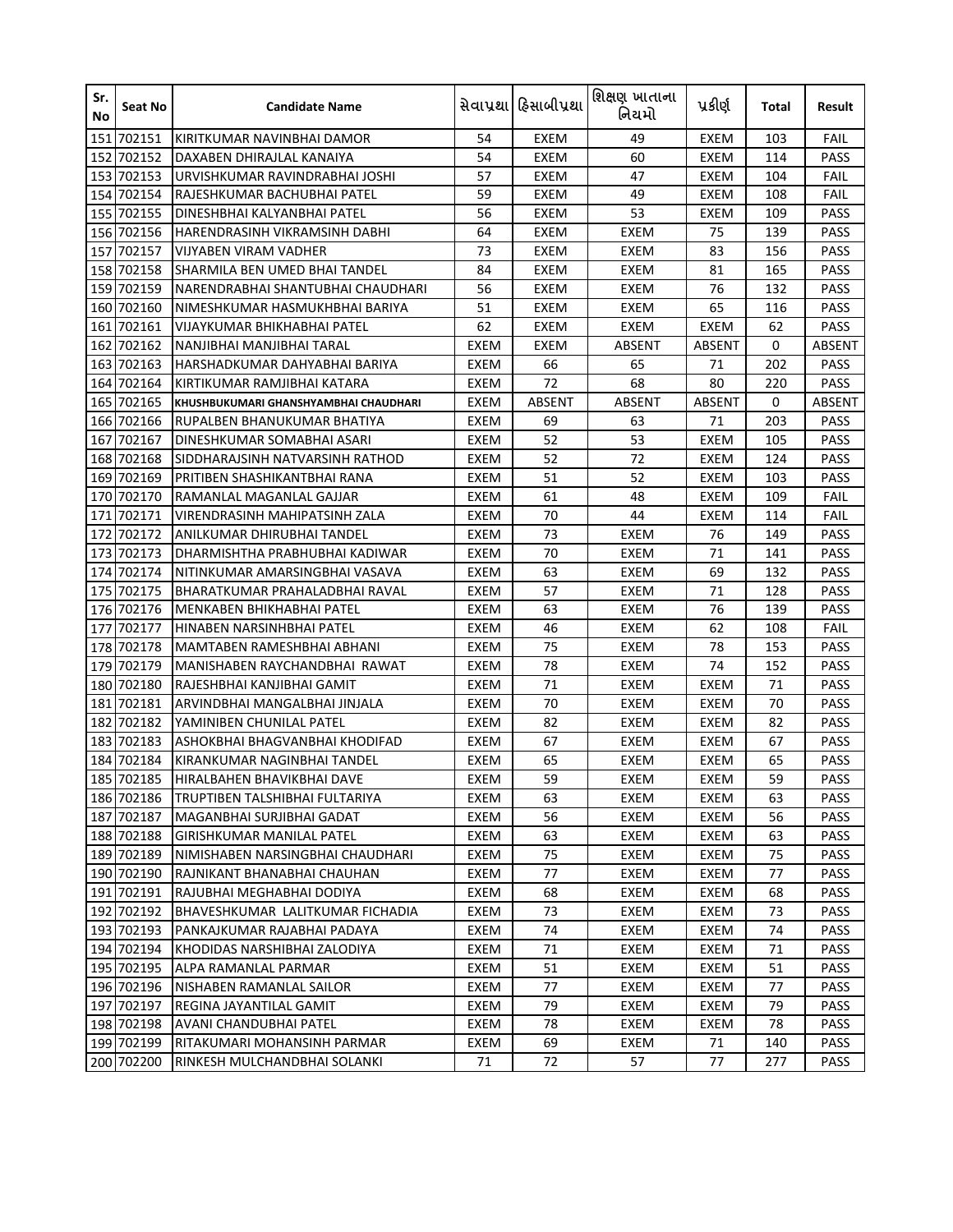| Sr. No | Seat No | Candidate Name | સેવાપ્રથા | હિસાબીપ્રથા | શિક્ષણ ખાતાના નિયમો | પ્રકીર્ણ | Total | Result |
|---|---|---|---|---|---|---|---|---|
| 151 | 702151 | KIRITKUMAR NAVINBHAI DAMOR | 54 | EXEM | 49 | EXEM | 103 | FAIL |
| 152 | 702152 | DAXABEN DHIRAJLAL KANAIYA | 54 | EXEM | 60 | EXEM | 114 | PASS |
| 153 | 702153 | URVISHKUMAR RAVINDRABHAI JOSHI | 57 | EXEM | 47 | EXEM | 104 | FAIL |
| 154 | 702154 | RAJESHKUMAR BACHUBHAI PATEL | 59 | EXEM | 49 | EXEM | 108 | FAIL |
| 155 | 702155 | DINESHBHAI KALYANBHAI PATEL | 56 | EXEM | 53 | EXEM | 109 | PASS |
| 156 | 702156 | HARENDRASINH VIKRAMSINH DABHI | 64 | EXEM | EXEM | 75 | 139 | PASS |
| 157 | 702157 | VIJYABEN VIRAM VADHER | 73 | EXEM | EXEM | 83 | 156 | PASS |
| 158 | 702158 | SHARMILA BEN UMED BHAI TANDEL | 84 | EXEM | EXEM | 81 | 165 | PASS |
| 159 | 702159 | NARENDRABHAI SHANTUBHAI CHAUDHARI | 56 | EXEM | EXEM | 76 | 132 | PASS |
| 160 | 702160 | NIMESHKUMAR HASMUKHBHAI BARIYA | 51 | EXEM | EXEM | 65 | 116 | PASS |
| 161 | 702161 | VIJAYKUMAR BHIKHABHAI PATEL | 62 | EXEM | EXEM | EXEM | 62 | PASS |
| 162 | 702162 | NANJIBHAI MANJIBHAI TARAL | EXEM | EXEM | ABSENT | ABSENT | 0 | ABSENT |
| 163 | 702163 | HARSHADKUMAR DAHYABHAI BARIYA | EXEM | 66 | 65 | 71 | 202 | PASS |
| 164 | 702164 | KIRTIKUMAR RAMJIBHAI KATARA | EXEM | 72 | 68 | 80 | 220 | PASS |
| 165 | 702165 | KHUSHBUKUMARI GHANSHYAMBHAI CHAUDHARI | EXEM | ABSENT | ABSENT | ABSENT | 0 | ABSENT |
| 166 | 702166 | RUPALBEN BHANUKUMAR BHATIYA | EXEM | 69 | 63 | 71 | 203 | PASS |
| 167 | 702167 | DINESHKUMAR SOMABHAI ASARI | EXEM | 52 | 53 | EXEM | 105 | PASS |
| 168 | 702168 | SIDDHARAJSINH NATVARSINH RATHOD | EXEM | 52 | 72 | EXEM | 124 | PASS |
| 169 | 702169 | PRITIBEN SHASHIKANTBHAI RANA | EXEM | 51 | 52 | EXEM | 103 | PASS |
| 170 | 702170 | RAMANLAL MAGANLAL GAJJAR | EXEM | 61 | 48 | EXEM | 109 | FAIL |
| 171 | 702171 | VIRENDRASINH MAHIPATSINH ZALA | EXEM | 70 | 44 | EXEM | 114 | FAIL |
| 172 | 702172 | ANILKUMAR DHIRUBHAI TANDEL | EXEM | 73 | EXEM | 76 | 149 | PASS |
| 173 | 702173 | DHARMISHTHA PRABHUBHAI KADIWAR | EXEM | 70 | EXEM | 71 | 141 | PASS |
| 174 | 702174 | NITINKUMAR AMARSINGBHAI VASAVA | EXEM | 63 | EXEM | 69 | 132 | PASS |
| 175 | 702175 | BHARATKUMAR PRAHALADBHAI RAVAL | EXEM | 57 | EXEM | 71 | 128 | PASS |
| 176 | 702176 | MENKABEN BHIKHABHAI PATEL | EXEM | 63 | EXEM | 76 | 139 | PASS |
| 177 | 702177 | HINABEN NARSINHBHAI PATEL | EXEM | 46 | EXEM | 62 | 108 | FAIL |
| 178 | 702178 | MAMTABEN RAMESHBHAI ABHANI | EXEM | 75 | EXEM | 78 | 153 | PASS |
| 179 | 702179 | MANISHABEN RAYCHANDBHAI RAWAT | EXEM | 78 | EXEM | 74 | 152 | PASS |
| 180 | 702180 | RAJESHBHAI KANJIBHAI GAMIT | EXEM | 71 | EXEM | EXEM | 71 | PASS |
| 181 | 702181 | ARVINDBHAI MANGALBHAI JINJALA | EXEM | 70 | EXEM | EXEM | 70 | PASS |
| 182 | 702182 | YAMINIBEN CHUNILAL PATEL | EXEM | 82 | EXEM | EXEM | 82 | PASS |
| 183 | 702183 | ASHOKBHAI BHAGVANBHAI KHODIFAD | EXEM | 67 | EXEM | EXEM | 67 | PASS |
| 184 | 702184 | KIRANKUMAR NAGINBHAI TANDEL | EXEM | 65 | EXEM | EXEM | 65 | PASS |
| 185 | 702185 | HIRALBAHEN BHAVIKBHAI DAVE | EXEM | 59 | EXEM | EXEM | 59 | PASS |
| 186 | 702186 | TRUPTIBEN TALSHIBHAI FULTARIYA | EXEM | 63 | EXEM | EXEM | 63 | PASS |
| 187 | 702187 | MAGANBHAI SURJIBHAI GADAT | EXEM | 56 | EXEM | EXEM | 56 | PASS |
| 188 | 702188 | GIRISHKUMAR MANILAL PATEL | EXEM | 63 | EXEM | EXEM | 63 | PASS |
| 189 | 702189 | NIMISHABEN NARSINGBHAI CHAUDHARI | EXEM | 75 | EXEM | EXEM | 75 | PASS |
| 190 | 702190 | RAJNIKANT BHANABHAI CHAUHAN | EXEM | 77 | EXEM | EXEM | 77 | PASS |
| 191 | 702191 | RAJUBHAI MEGHABHAI DODIYA | EXEM | 68 | EXEM | EXEM | 68 | PASS |
| 192 | 702192 | BHAVESHKUMAR LALITKUMAR FICHADIA | EXEM | 73 | EXEM | EXEM | 73 | PASS |
| 193 | 702193 | PANKAJKUMAR RAJABHAI PADAYA | EXEM | 74 | EXEM | EXEM | 74 | PASS |
| 194 | 702194 | KHODIDAS NARSHIBHAI ZALODIYA | EXEM | 71 | EXEM | EXEM | 71 | PASS |
| 195 | 702195 | ALPA RAMANLAL PARMAR | EXEM | 51 | EXEM | EXEM | 51 | PASS |
| 196 | 702196 | NISHABEN RAMANLAL SAILOR | EXEM | 77 | EXEM | EXEM | 77 | PASS |
| 197 | 702197 | REGINA JAYANTILAL GAMIT | EXEM | 79 | EXEM | EXEM | 79 | PASS |
| 198 | 702198 | AVANI CHANDUBHAI PATEL | EXEM | 78 | EXEM | EXEM | 78 | PASS |
| 199 | 702199 | RITAKUMARI MOHANSINH PARMAR | EXEM | 69 | EXEM | 71 | 140 | PASS |
| 200 | 702200 | RINKESH MULCHANDBHAI SOLANKI | 71 | 72 | 57 | 77 | 277 | PASS |